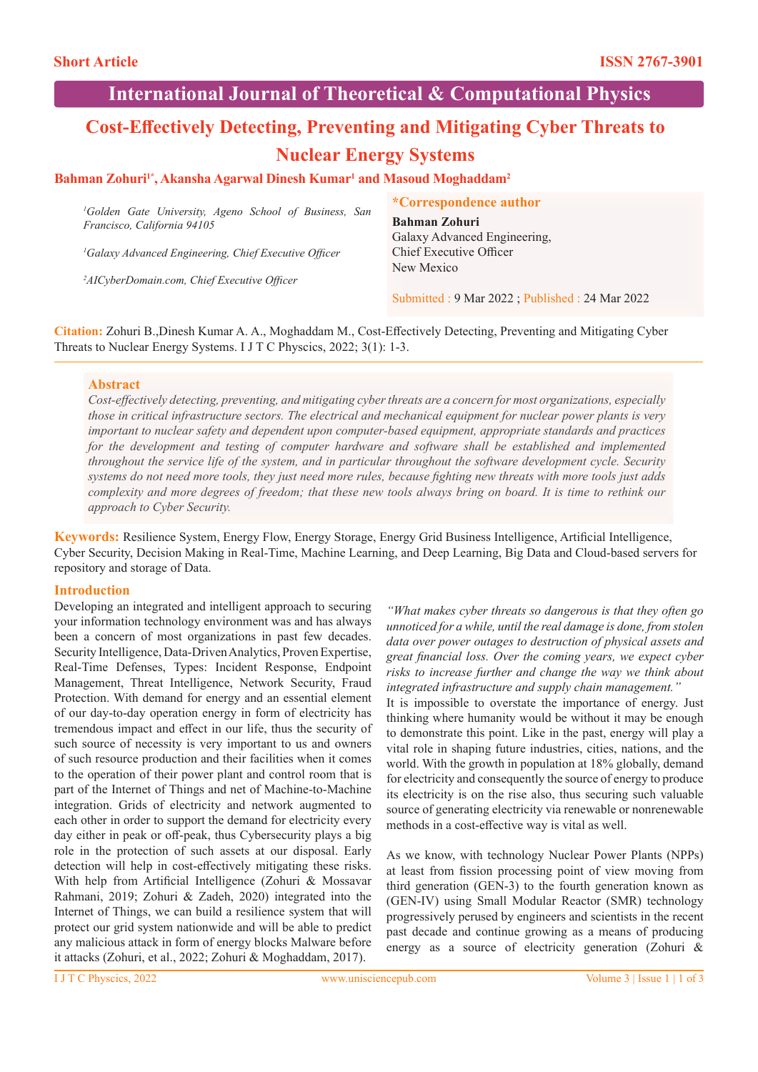Short Article

ISSN 2767-3901

International Journal of Theoretical & Computational Physics

# Cost-Effectively Detecting, Preventing and Mitigating Cyber Threats to Nuclear Energy Systems

**Bahman Zohuri[1*], Akansha Agarwal Dinesh Kumar[1] and Masoud Moghaddam[2]**

[1]*Golden Gate University, Ageno School of Business, San Francisco, California 94105*

[1]*Galaxy Advanced Engineering, Chief Executive Officer*

[2]*AICyberDomain.com, Chief Executive Officer*

**\*Correspondence author**

**Bahman Zohuri**
Galaxy Advanced Engineering,
Chief Executive Officer
New Mexico

Submitted : 9 Mar 2022 ; Published : 24 Mar 2022

**Citation:** Zohuri B.,Dinesh Kumar A. A., Moghaddam M., Cost-Effectively Detecting, Preventing and Mitigating Cyber Threats to Nuclear Energy Systems. I J T C Physcics, 2022; 3(1): 1-3.

## Abstract

*Cost-effectively detecting, preventing, and mitigating cyber threats are a concern for most organizations, especially those in critical infrastructure sectors. The electrical and mechanical equipment for nuclear power plants is very important to nuclear safety and dependent upon computer-based equipment, appropriate standards and practices for the development and testing of computer hardware and software shall be established and implemented throughout the service life of the system, and in particular throughout the software development cycle. Security systems do not need more tools, they just need more rules, because fighting new threats with more tools just adds complexity and more degrees of freedom; that these new tools always bring on board. It is time to rethink our approach to Cyber Security.*

**Keywords:** Resilience System, Energy Flow, Energy Storage, Energy Grid Business Intelligence, Artificial Intelligence, Cyber Security, Decision Making in Real-Time, Machine Learning, and Deep Learning, Big Data and Cloud-based servers for repository and storage of Data.

## Introduction

Developing an integrated and intelligent approach to securing your information technology environment was and has always been a concern of most organizations in past few decades. Security Intelligence, Data-Driven Analytics, Proven Expertise, Real-Time Defenses, Types: Incident Response, Endpoint Management, Threat Intelligence, Network Security, Fraud Protection. With demand for energy and an essential element of our day-to-day operation energy in form of electricity has tremendous impact and effect in our life, thus the security of such source of necessity is very important to us and owners of such resource production and their facilities when it comes to the operation of their power plant and control room that is part of the Internet of Things and net of Machine-to-Machine integration. Grids of electricity and network augmented to each other in order to support the demand for electricity every day either in peak or off-peak, thus Cybersecurity plays a big role in the protection of such assets at our disposal. Early detection will help in cost-effectively mitigating these risks. With help from Artificial Intelligence (Zohuri & Mossavar Rahmani, 2019; Zohuri & Zadeh, 2020) integrated into the Internet of Things, we can build a resilience system that will protect our grid system nationwide and will be able to predict any malicious attack in form of energy blocks Malware before it attacks (Zohuri, et al., 2022; Zohuri & Moghaddam, 2017).

*"What makes cyber threats so dangerous is that they often go unnoticed for a while, until the real damage is done, from stolen data over power outages to destruction of physical assets and great financial loss. Over the coming years, we expect cyber risks to increase further and change the way we think about integrated infrastructure and supply chain management."*

It is impossible to overstate the importance of energy. Just thinking where humanity would be without it may be enough to demonstrate this point. Like in the past, energy will play a vital role in shaping future industries, cities, nations, and the world. With the growth in population at 18% globally, demand for electricity and consequently the source of energy to produce its electricity is on the rise also, thus securing such valuable source of generating electricity via renewable or nonrenewable methods in a cost-effective way is vital as well.

As we know, with technology Nuclear Power Plants (NPPs) at least from fission processing point of view moving from third generation (GEN-3) to the fourth generation known as (GEN-IV) using Small Modular Reactor (SMR) technology progressively perused by engineers and scientists in the recent past decade and continue growing as a means of producing energy as a source of electricity generation (Zohuri &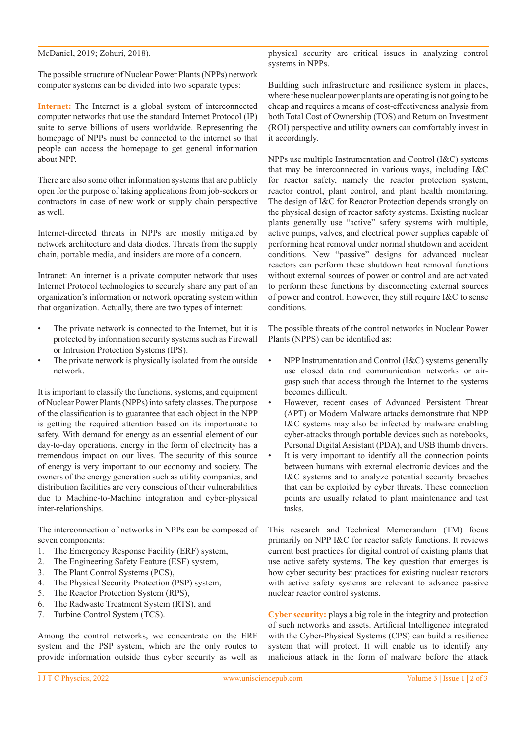McDaniel, 2019; Zohuri, 2018).

The possible structure of Nuclear Power Plants (NPPs) network computer systems can be divided into two separate types:

**Internet:** The Internet is a global system of interconnected computer networks that use the standard Internet Protocol (IP) suite to serve billions of users worldwide. Representing the homepage of NPPs must be connected to the internet so that people can access the homepage to get general information about NPP.

There are also some other information systems that are publicly open for the purpose of taking applications from job-seekers or contractors in case of new work or supply chain perspective as well.

Internet-directed threats in NPPs are mostly mitigated by network architecture and data diodes. Threats from the supply chain, portable media, and insiders are more of a concern.

Intranet: An internet is a private computer network that uses Internet Protocol technologies to securely share any part of an organization's information or network operating system within that organization. Actually, there are two types of internet:

- The private network is connected to the Internet, but it is protected by information security systems such as Firewall or Intrusion Protection Systems (IPS).
- The private network is physically isolated from the outside network.

It is important to classify the functions, systems, and equipment of Nuclear Power Plants (NPPs) into safety classes. The purpose of the classification is to guarantee that each object in the NPP is getting the required attention based on its importunate to safety. With demand for energy as an essential element of our day-to-day operations, energy in the form of electricity has a tremendous impact on our lives. The security of this source of energy is very important to our economy and society. The owners of the energy generation such as utility companies, and distribution facilities are very conscious of their vulnerabilities due to Machine-to-Machine integration and cyber-physical inter-relationships.

The interconnection of networks in NPPs can be composed of seven components:

1. The Emergency Response Facility (ERF) system,
2. The Engineering Safety Feature (ESF) system,
3. The Plant Control Systems (PCS),
4. The Physical Security Protection (PSP) system,
5. The Reactor Protection System (RPS),
6. The Radwaste Treatment System (RTS), and
7. Turbine Control System (TCS).

Among the control networks, we concentrate on the ERF system and the PSP system, which are the only routes to provide information outside thus cyber security as well as physical security are critical issues in analyzing control systems in NPPs.

Building such infrastructure and resilience system in places, where these nuclear power plants are operating is not going to be cheap and requires a means of cost-effectiveness analysis from both Total Cost of Ownership (TOS) and Return on Investment (ROI) perspective and utility owners can comfortably invest in it accordingly.

NPPs use multiple Instrumentation and Control (I&C) systems that may be interconnected in various ways, including I&C for reactor safety, namely the reactor protection system, reactor control, plant control, and plant health monitoring. The design of I&C for Reactor Protection depends strongly on the physical design of reactor safety systems. Existing nuclear plants generally use "active" safety systems with multiple, active pumps, valves, and electrical power supplies capable of performing heat removal under normal shutdown and accident conditions. New "passive" designs for advanced nuclear reactors can perform these shutdown heat removal functions without external sources of power or control and are activated to perform these functions by disconnecting external sources of power and control. However, they still require I&C to sense conditions.

The possible threats of the control networks in Nuclear Power Plants (NPPS) can be identified as:

- NPP Instrumentation and Control (I&C) systems generally use closed data and communication networks or air-gasp such that access through the Internet to the systems becomes difficult.
- However, recent cases of Advanced Persistent Threat (APT) or Modern Malware attacks demonstrate that NPP I&C systems may also be infected by malware enabling cyber-attacks through portable devices such as notebooks, Personal Digital Assistant (PDA), and USB thumb drivers.
- It is very important to identify all the connection points between humans with external electronic devices and the I&C systems and to analyze potential security breaches that can be exploited by cyber threats. These connection points are usually related to plant maintenance and test tasks.

This research and Technical Memorandum (TM) focus primarily on NPP I&C for reactor safety functions. It reviews current best practices for digital control of existing plants that use active safety systems. The key question that emerges is how cyber security best practices for existing nuclear reactors with active safety systems are relevant to advance passive nuclear reactor control systems.

**Cyber security:** plays a big role in the integrity and protection of such networks and assets. Artificial Intelligence integrated with the Cyber-Physical Systems (CPS) can build a resilience system that will protect. It will enable us to identify any malicious attack in the form of malware before the attack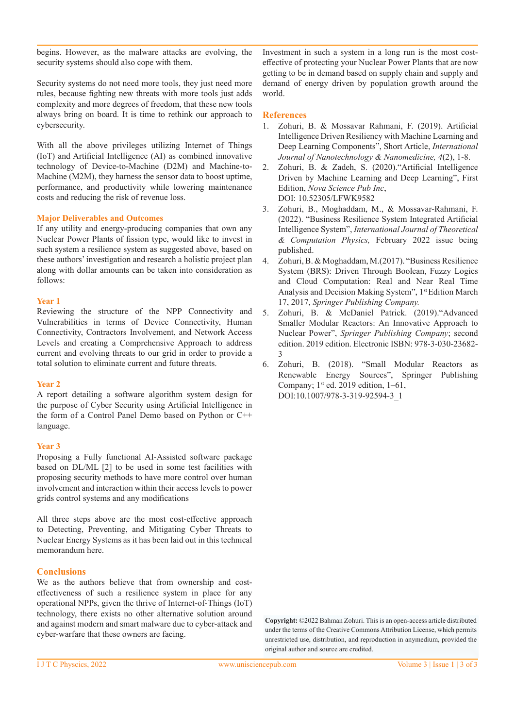begins. However, as the malware attacks are evolving, the security systems should also cope with them.

Security systems do not need more tools, they just need more rules, because fighting new threats with more tools just adds complexity and more degrees of freedom, that these new tools always bring on board. It is time to rethink our approach to cybersecurity.

With all the above privileges utilizing Internet of Things (IoT) and Artificial Intelligence (AI) as combined innovative technology of Device-to-Machine (D2M) and Machine-to-Machine (M2M), they harness the sensor data to boost uptime, performance, and productivity while lowering maintenance costs and reducing the risk of revenue loss.

### Major Deliverables and Outcomes

If any utility and energy-producing companies that own any Nuclear Power Plants of fission type, would like to invest in such system a resilience system as suggested above, based on these authors' investigation and research a holistic project plan along with dollar amounts can be taken into consideration as follows:

#### Year 1

Reviewing the structure of the NPP Connectivity and Vulnerabilities in terms of Device Connectivity, Human Connectivity, Contractors Involvement, and Network Access Levels and creating a Comprehensive Approach to address current and evolving threats to our grid in order to provide a total solution to eliminate current and future threats.

#### Year 2

A report detailing a software algorithm system design for the purpose of Cyber Security using Artificial Intelligence in the form of a Control Panel Demo based on Python or C++ language.

#### Year 3

Proposing a Fully functional AI-Assisted software package based on DL/ML [2] to be used in some test facilities with proposing security methods to have more control over human involvement and interaction within their access levels to power grids control systems and any modifications

All three steps above are the most cost-effective approach to Detecting, Preventing, and Mitigating Cyber Threats to Nuclear Energy Systems as it has been laid out in this technical memorandum here.

## Conclusions

We as the authors believe that from ownership and cost-effectiveness of such a resilience system in place for any operational NPPs, given the thrive of Internet-of-Things (IoT) technology, there exists no other alternative solution around and against modern and smart malware due to cyber-attack and cyber-warfare that these owners are facing.

Investment in such a system in a long run is the most cost-effective of protecting your Nuclear Power Plants that are now getting to be in demand based on supply chain and supply and demand of energy driven by population growth around the world.

## References

1. Zohuri, B. & Mossavar Rahmani, F. (2019). Artificial Intelligence Driven Resiliency with Machine Learning and Deep Learning Components", Short Article, *International Journal of Nanotechnology & Nanomedicine, 4*(2), 1-8.
2. Zohuri, B. & Zadeh, S. (2020)."Artificial Intelligence Driven by Machine Learning and Deep Learning", First Edition, *Nova Science Pub Inc*, DOI: 10.52305/LFWK9582
3. Zohuri, B., Moghaddam, M., & Mossavar-Rahmani, F. (2022). "Business Resilience System Integrated Artificial Intelligence System", *International Journal of Theoretical & Computation Physics,* February 2022 issue being published.
4. Zohuri, B. & Moghaddam, M.(2017). "Business Resilience System (BRS): Driven Through Boolean, Fuzzy Logics and Cloud Computation: Real and Near Real Time Analysis and Decision Making System", 1st Edition March 17, 2017, *Springer Publishing Company.*
5. Zohuri, B. & McDaniel Patrick. (2019)."Advanced Smaller Modular Reactors: An Innovative Approach to Nuclear Power", *Springer Publishing Company*; second edition. 2019 edition. Electronic ISBN: 978-3-030-23682-3
6. Zohuri, B. (2018). "Small Modular Reactors as Renewable Energy Sources", Springer Publishing Company; 1st ed. 2019 edition, 1–61, DOI:10.1007/978-3-319-92594-3_1

**Copyright:** ©2022 Bahman Zohuri. This is an open-access article distributed under the terms of the Creative Commons Attribution License, which permits unrestricted use, distribution, and reproduction in anymedium, provided the original author and source are credited.